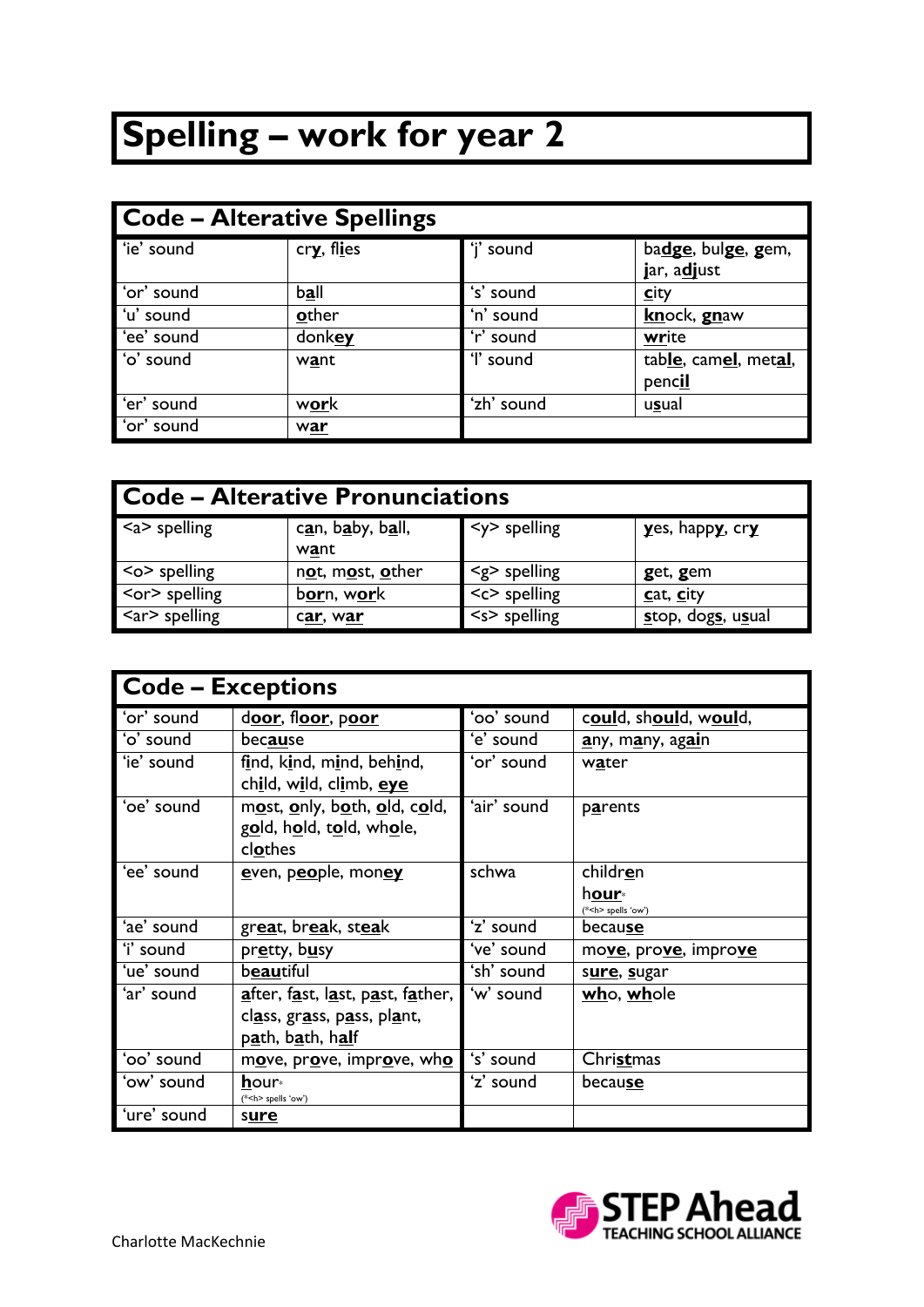# Spelling – work for year 2

## Code – Alterative Spellings

| | | | |
|---|---|---|---|
| 'ie' sound | cr**y**, fl**ie**s | 'j' sound | ba**dge**, bul**ge**, **g**em, **j**ar, a**dj**ust |
| 'or' sound | b**a**ll | 's' sound | **c**ity |
| 'u' sound | **o**ther | 'n' sound | **kn**ock, **gn**aw |
| 'ee' sound | donk**ey** | 'r' sound | **wr**ite |
| 'o' sound | w**a**nt | 'l' sound | tab**le**, cam**el**, met**al**, penc**il** |
| 'er' sound | w**or**k | 'zh' sound | u**s**ual |
| 'or' sound | w**ar** | | |

## Code – Alterative Pronunciations

| | | | |
|---|---|---|---|
| <a> spelling | c**a**n, b**a**by, b**a**ll, w**a**nt | <y> spelling | **y**es, happ**y**, cr**y** |
| <o> spelling | n**o**t, m**o**st, **o**ther | <g> spelling | **g**et, **g**em |
| <or> spelling | b**or**n, w**or**k | <c> spelling | **c**at, **c**ity |
| <ar> spelling | c**ar**, w**ar** | <s> spelling | **s**top, dog**s**, u**s**ual |

## Code – Exceptions

| | | | |
|---|---|---|---|
| 'or' sound | d**oor**, fl**oor**, p**oor** | 'oo' sound | c**oul**d, sh**oul**d, w**oul**d, |
| 'o' sound | bec**au**se | 'e' sound | **a**ny, m**a**ny, ag**ai**n |
| 'ie' sound | f**i**nd, k**i**nd, m**i**nd, beh**i**nd, ch**i**ld, w**i**ld, cl**i**mb, **eye** | 'or' sound | w**a**ter |
| 'oe' sound | m**o**st, **o**nly, b**o**th, **o**ld, c**o**ld, g**o**ld, h**o**ld, t**o**ld, wh**o**le, cl**o**thes | 'air' sound | p**a**rents |
| 'ee' sound | **e**ven, p**eo**ple, mon**ey** | schwa | childr**en** h**our*** (*<h> spells 'ow') |
| 'ae' sound | gr**ea**t, br**ea**k, st**ea**k | 'z' sound | becau**se** |
| 'i' sound | pr**e**tty, b**u**sy | 've' sound | mo**ve**, pro**ve**, impro**ve** |
| 'ue' sound | b**eau**tiful | 'sh' sound | **s**ure, **s**ugar |
| 'ar' sound | **a**fter, f**a**st, l**a**st, p**a**st, f**a**ther, cl**a**ss, gr**a**ss, p**a**ss, pl**a**nt, p**a**th, b**a**th, h**al**f | 'w' sound | **wh**o, **wh**ole |
| 'oo' sound | m**o**ve, pr**o**ve, impr**o**ve, wh**o** | 's' sound | Chri**st**mas |
| 'ow' sound | **hour*** (*<h> spells 'ow') | 'z' sound | becau**se** |
| 'ure' sound | s**ure** | | |

Charlotte MacKechnie

STEP Ahead TEACHING SCHOOL ALLIANCE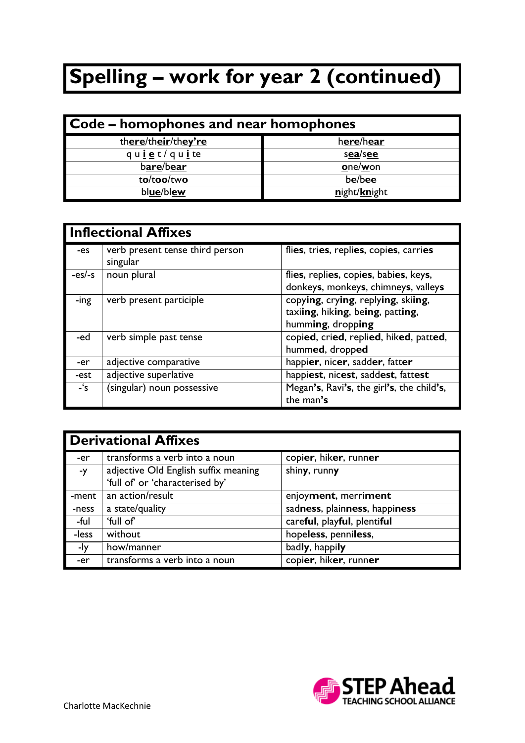# Spelling – work for year 2 (continued)

## Code – homophones and near homophones

| | |
|---|---|
| th**ere**/th**eir**/th**ey're** | h**ere**/h**ear** |
| q u **i** **e** t / q u **i** te | s**ea**/s**ee** |
| b**are**/b**ear** | **o**ne/**w**on |
| t**o**/t**oo**/tw**o** | b**e**/b**ee** |
| bl**ue**/bl**ew** | **n**ight/**kn**ight |

## Inflectional Affixes

| | | |
|---|---|---|
| -es | verb present tense third person singular | flie**s**, trie**s**, replie**s**, copie**s**, carrie**s** |
| -es/-s | noun plural | flie**s**, replie**s**, copie**s**, babie**s**, key**s**, donkey**s**, monkey**s**, chimney**s**, valley**s** |
| -ing | verb present participle | copy**ing**, cry**ing**, reply**ing**, ski**ing**, taxi**ing**, hik**ing**, be**ing**, pat**ting**, hum**ming**, drop**ping** |
| -ed | verb simple past tense | copi**ed**, cri**ed**, repli**ed**, hik**ed**, patt**ed**, humm**ed**, dropp**ed** |
| -er | adjective comparative | happi**er**, nic**er**, sadd**er**, fatt**er** |
| -est | adjective superlative | happi**est**, nic**est**, sadd**est**, fatt**est** |
| -'s | (singular) noun possessive | Megan**'s**, Ravi**'s**, the girl**'s**, the child**'s**, the man**'s** |

## Derivational Affixes

| | | |
|---|---|---|
| -er | transforms a verb into a noun | copi**er**, hik**er**, runn**er** |
| -y | adjective Old English suffix meaning 'full of' or 'characterised by' | shin**y**, runn**y** |
| -ment | an action/result | enjoy**ment**, merri**ment** |
| -ness | a state/quality | sad**ness**, plain**ness**, happi**ness** |
| -ful | 'full of' | care**ful**, play**ful**, plenti**ful** |
| -less | without | hope**less**, penni**less**, |
| -ly | how/manner | bad**ly**, happi**ly** |
| -er | transforms a verb into a noun | copi**er**, hik**er**, runn**er** |

Charlotte MacKechnie

STEP Ahead TEACHING SCHOOL ALLIANCE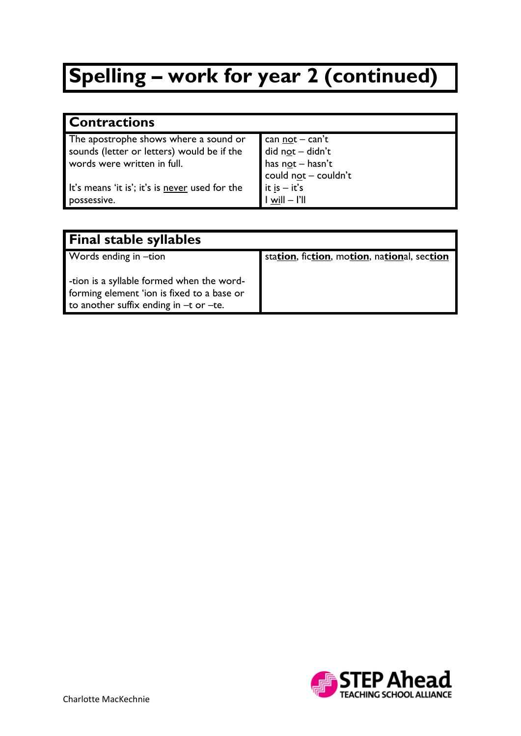# Spelling – work for year 2 (continued)

| Contractions | |
|---|---|
| The apostrophe shows where a sound or sounds (letter or letters) would be if the words were written in full.<br><br>It's means 'it is'; it's is <u>never</u> used for the possessive. | can <u>not</u> – can't<br>did n<u>o</u>t – didn't<br>has n<u>o</u>t – hasn't<br>could n<u>o</u>t – couldn't<br>it <u>i</u>s – it's<br>I <u>wi</u>ll – I'll |

| Final stable syllables | |
|---|---|
| Words ending in –tion<br><br>-tion is a syllable formed when the word-forming element 'ion is fixed to a base or to another suffix ending in –t or –te. | sta**<u>tion</u>**, fic**<u>tion</u>**, mo**<u>tion</u>**, na**<u>tion</u>**al, sec**<u>tion</u>** |

Charlotte MacKechnie

STEP Ahead TEACHING SCHOOL ALLIANCE